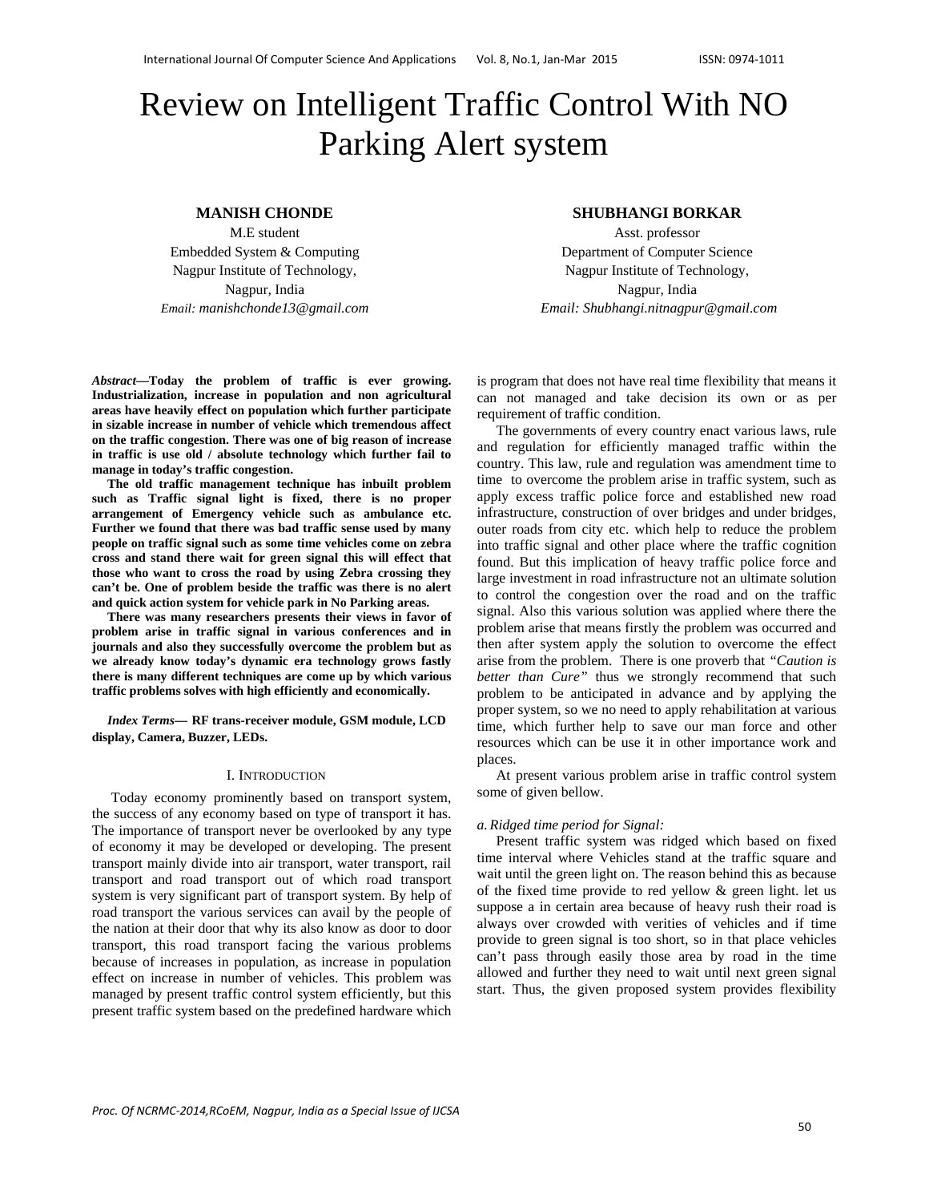# Review on Intelligent Traffic Control With NO Parking Alert system

**MANISH CHONDE**
M.E student
Embedded System & Computing
Nagpur Institute of Technology,
Nagpur, India
*Email: manishchonde13@gmail.com*

**SHUBHANGI BORKAR**
Asst. professor
Department of Computer Science
Nagpur Institute of Technology,
Nagpur, India
*Email: Shubhangi.nitnagpur@gmail.com*

***Abstract*—Today the problem of traffic is ever growing. Industrialization, increase in population and non agricultural areas have heavily effect on population which further participate in sizable increase in number of vehicle which tremendous affect on the traffic congestion. There was one of big reason of increase in traffic is use old / absolute technology which further fail to manage in today's traffic congestion.**

**The old traffic management technique has inbuilt problem such as Traffic signal light is fixed, there is no proper arrangement of Emergency vehicle such as ambulance etc. Further we found that there was bad traffic sense used by many people on traffic signal such as some time vehicles come on zebra cross and stand there wait for green signal this will effect that those who want to cross the road by using Zebra crossing they can't be. One of problem beside the traffic was there is no alert and quick action system for vehicle park in No Parking areas.**

**There was many researchers presents their views in favor of problem arise in traffic signal in various conferences and in journals and also they successfully overcome the problem but as we already know today's dynamic era technology grows fastly there is many different techniques are come up by which various traffic problems solves with high efficiently and economically.**

***Index Terms*— RF trans-receiver module, GSM module, LCD display, Camera, Buzzer, LEDs.**

## I. Introduction

Today economy prominently based on transport system, the success of any economy based on type of transport it has. The importance of transport never be overlooked by any type of economy it may be developed or developing. The present transport mainly divide into air transport, water transport, rail transport and road transport out of which road transport system is very significant part of transport system. By help of road transport the various services can avail by the people of the nation at their door that why its also know as door to door transport, this road transport facing the various problems because of increases in population, as increase in population effect on increase in number of vehicles. This problem was managed by present traffic control system efficiently, but this present traffic system based on the predefined hardware which is program that does not have real time flexibility that means it can not managed and take decision its own or as per requirement of traffic condition.

The governments of every country enact various laws, rule and regulation for efficiently managed traffic within the country. This law, rule and regulation was amendment time to time to overcome the problem arise in traffic system, such as apply excess traffic police force and established new road infrastructure, construction of over bridges and under bridges, outer roads from city etc. which help to reduce the problem into traffic signal and other place where the traffic cognition found. But this implication of heavy traffic police force and large investment in road infrastructure not an ultimate solution to control the congestion over the road and on the traffic signal. Also this various solution was applied where there the problem arise that means firstly the problem was occurred and then after system apply the solution to overcome the effect arise from the problem. There is one proverb that *"Caution is better than Cure"* thus we strongly recommend that such problem to be anticipated in advance and by applying the proper system, so we no need to apply rehabilitation at various time, which further help to save our man force and other resources which can be use it in other importance work and places.

At present various problem arise in traffic control system some of given bellow.

*a. Ridged time period for Signal:*

Present traffic system was ridged which based on fixed time interval where Vehicles stand at the traffic square and wait until the green light on. The reason behind this as because of the fixed time provide to red yellow & green light. let us suppose a in certain area because of heavy rush their road is always over crowded with verities of vehicles and if time provide to green signal is too short, so in that place vehicles can't pass through easily those area by road in the time allowed and further they need to wait until next green signal start. Thus, the given proposed system provides flexibility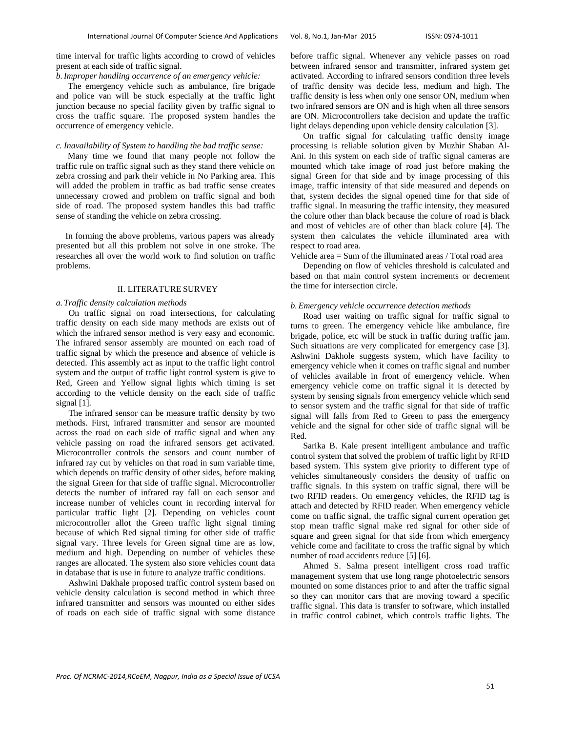time interval for traffic lights according to crowd of vehicles present at each side of traffic signal.

*b. Improper handling occurrence of an emergency vehicle:*

The emergency vehicle such as ambulance, fire brigade and police van will be stuck especially at the traffic light junction because no special facility given by traffic signal to cross the traffic square. The proposed system handles the occurrence of emergency vehicle.

*c. Inavailability of System to handling the bad traffic sense:*

Many time we found that many people not follow the traffic rule on traffic signal such as they stand there vehicle on zebra crossing and park their vehicle in No Parking area. This will added the problem in traffic as bad traffic sense creates unnecessary crowed and problem on traffic signal and both side of road. The proposed system handles this bad traffic sense of standing the vehicle on zebra crossing.

In forming the above problems, various papers was already presented but all this problem not solve in one stroke. The researches all over the world work to find solution on traffic problems.

## II. LITERATURE SURVEY

*a. Traffic density calculation methods*

On traffic signal on road intersections, for calculating traffic density on each side many methods are exists out of which the infrared sensor method is very easy and economic. The infrared sensor assembly are mounted on each road of traffic signal by which the presence and absence of vehicle is detected. This assembly act as input to the traffic light control system and the output of traffic light control system is give to Red, Green and Yellow signal lights which timing is set according to the vehicle density on the each side of traffic signal [1].

The infrared sensor can be measure traffic density by two methods. First, infrared transmitter and sensor are mounted across the road on each side of traffic signal and when any vehicle passing on road the infrared sensors get activated. Microcontroller controls the sensors and count number of infrared ray cut by vehicles on that road in sum variable time, which depends on traffic density of other sides, before making the signal Green for that side of traffic signal. Microcontroller detects the number of infrared ray fall on each sensor and increase number of vehicles count in recording interval for particular traffic light [2]. Depending on vehicles count microcontroller allot the Green traffic light signal timing because of which Red signal timing for other side of traffic signal vary. Three levels for Green signal time are as low, medium and high. Depending on number of vehicles these ranges are allocated. The system also store vehicles count data in database that is use in future to analyze traffic conditions.

Ashwini Dakhale proposed traffic control system based on vehicle density calculation is second method in which three infrared transmitter and sensors was mounted on either sides of roads on each side of traffic signal with some distance before traffic signal. Whenever any vehicle passes on road between infrared sensor and transmitter, infrared system get activated. According to infrared sensors condition three levels of traffic density was decide less, medium and high. The traffic density is less when only one sensor ON, medium when two infrared sensors are ON and is high when all three sensors are ON. Microcontrollers take decision and update the traffic light delays depending upon vehicle density calculation [3].

On traffic signal for calculating traffic density image processing is reliable solution given by Muzhir Shaban Al-Ani. In this system on each side of traffic signal cameras are mounted which take image of road just before making the signal Green for that side and by image processing of this image, traffic intensity of that side measured and depends on that, system decides the signal opened time for that side of traffic signal. In measuring the traffic intensity, they measured the colure other than black because the colure of road is black and most of vehicles are of other than black colure [4]. The system then calculates the vehicle illuminated area with respect to road area.

Vehicle area = Sum of the illuminated areas / Total road area

Depending on flow of vehicles threshold is calculated and based on that main control system increments or decrement the time for intersection circle.

*b. Emergency vehicle occurrence detection methods*

Road user waiting on traffic signal for traffic signal to turns to green. The emergency vehicle like ambulance, fire brigade, police, etc will be stuck in traffic during traffic jam. Such situations are very complicated for emergency case [3]. Ashwini Dakhole suggests system, which have facility to emergency vehicle when it comes on traffic signal and number of vehicles available in front of emergency vehicle. When emergency vehicle come on traffic signal it is detected by system by sensing signals from emergency vehicle which send to sensor system and the traffic signal for that side of traffic signal will falls from Red to Green to pass the emergency vehicle and the signal for other side of traffic signal will be Red.

Sarika B. Kale present intelligent ambulance and traffic control system that solved the problem of traffic light by RFID based system. This system give priority to different type of vehicles simultaneously considers the density of traffic on traffic signals. In this system on traffic signal, there will be two RFID readers. On emergency vehicles, the RFID tag is attach and detected by RFID reader. When emergency vehicle come on traffic signal, the traffic signal current operation get stop mean traffic signal make red signal for other side of square and green signal for that side from which emergency vehicle come and facilitate to cross the traffic signal by which number of road accidents reduce [5] [6].

Ahmed S. Salma present intelligent cross road traffic management system that use long range photoelectric sensors mounted on some distances prior to and after the traffic signal so they can monitor cars that are moving toward a specific traffic signal. This data is transfer to software, which installed in traffic control cabinet, which controls traffic lights. The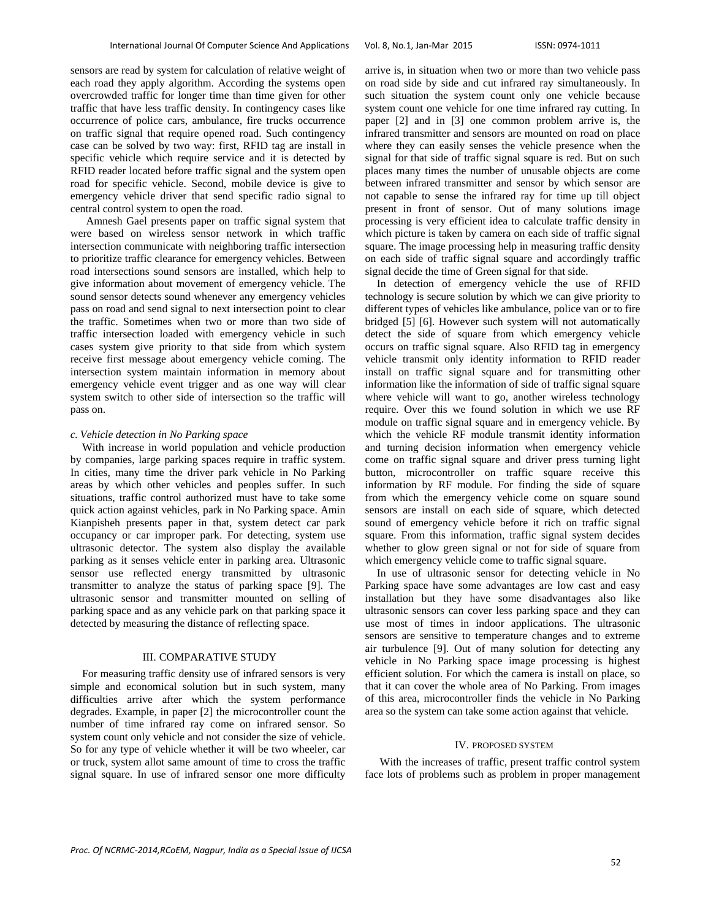sensors are read by system for calculation of relative weight of each road they apply algorithm. According the systems open overcrowded traffic for longer time than time given for other traffic that have less traffic density. In contingency cases like occurrence of police cars, ambulance, fire trucks occurrence on traffic signal that require opened road. Such contingency case can be solved by two way: first, RFID tag are install in specific vehicle which require service and it is detected by RFID reader located before traffic signal and the system open road for specific vehicle. Second, mobile device is give to emergency vehicle driver that send specific radio signal to central control system to open the road.

Amnesh Gael presents paper on traffic signal system that were based on wireless sensor network in which traffic intersection communicate with neighboring traffic intersection to prioritize traffic clearance for emergency vehicles. Between road intersections sound sensors are installed, which help to give information about movement of emergency vehicle. The sound sensor detects sound whenever any emergency vehicles pass on road and send signal to next intersection point to clear the traffic. Sometimes when two or more than two side of traffic intersection loaded with emergency vehicle in such cases system give priority to that side from which system receive first message about emergency vehicle coming. The intersection system maintain information in memory about emergency vehicle event trigger and as one way will clear system switch to other side of intersection so the traffic will pass on.

### *c. Vehicle detection in No Parking space*

With increase in world population and vehicle production by companies, large parking spaces require in traffic system. In cities, many time the driver park vehicle in No Parking areas by which other vehicles and peoples suffer. In such situations, traffic control authorized must have to take some quick action against vehicles, park in No Parking space. Amin Kianpisheh presents paper in that, system detect car park occupancy or car improper park. For detecting, system use ultrasonic detector. The system also display the available parking as it senses vehicle enter in parking area. Ultrasonic sensor use reflected energy transmitted by ultrasonic transmitter to analyze the status of parking space [9]. The ultrasonic sensor and transmitter mounted on selling of parking space and as any vehicle park on that parking space it detected by measuring the distance of reflecting space.

## III. COMPARATIVE STUDY

For measuring traffic density use of infrared sensors is very simple and economical solution but in such system, many difficulties arrive after which the system performance degrades. Example, in paper [2] the microcontroller count the number of time infrared ray come on infrared sensor. So system count only vehicle and not consider the size of vehicle. So for any type of vehicle whether it will be two wheeler, car or truck, system allot same amount of time to cross the traffic signal square. In use of infrared sensor one more difficulty arrive is, in situation when two or more than two vehicle pass on road side by side and cut infrared ray simultaneously. In such situation the system count only one vehicle because system count one vehicle for one time infrared ray cutting. In paper [2] and in [3] one common problem arrive is, the infrared transmitter and sensors are mounted on road on place where they can easily senses the vehicle presence when the signal for that side of traffic signal square is red. But on such places many times the number of unusable objects are come between infrared transmitter and sensor by which sensor are not capable to sense the infrared ray for time up till object present in front of sensor. Out of many solutions image processing is very efficient idea to calculate traffic density in which picture is taken by camera on each side of traffic signal square. The image processing help in measuring traffic density on each side of traffic signal square and accordingly traffic signal decide the time of Green signal for that side.

In detection of emergency vehicle the use of RFID technology is secure solution by which we can give priority to different types of vehicles like ambulance, police van or to fire bridged [5] [6]. However such system will not automatically detect the side of square from which emergency vehicle occurs on traffic signal square. Also RFID tag in emergency vehicle transmit only identity information to RFID reader install on traffic signal square and for transmitting other information like the information of side of traffic signal square where vehicle will want to go, another wireless technology require. Over this we found solution in which we use RF module on traffic signal square and in emergency vehicle. By which the vehicle RF module transmit identity information and turning decision information when emergency vehicle come on traffic signal square and driver press turning light button, microcontroller on traffic square receive this information by RF module. For finding the side of square from which the emergency vehicle come on square sound sensors are install on each side of square, which detected sound of emergency vehicle before it rich on traffic signal square. From this information, traffic signal system decides whether to glow green signal or not for side of square from which emergency vehicle come to traffic signal square.

In use of ultrasonic sensor for detecting vehicle in No Parking space have some advantages are low cast and easy installation but they have some disadvantages also like ultrasonic sensors can cover less parking space and they can use most of times in indoor applications. The ultrasonic sensors are sensitive to temperature changes and to extreme air turbulence [9]. Out of many solution for detecting any vehicle in No Parking space image processing is highest efficient solution. For which the camera is install on place, so that it can cover the whole area of No Parking. From images of this area, microcontroller finds the vehicle in No Parking area so the system can take some action against that vehicle.

## IV. PROPOSED SYSTEM

With the increases of traffic, present traffic control system face lots of problems such as problem in proper management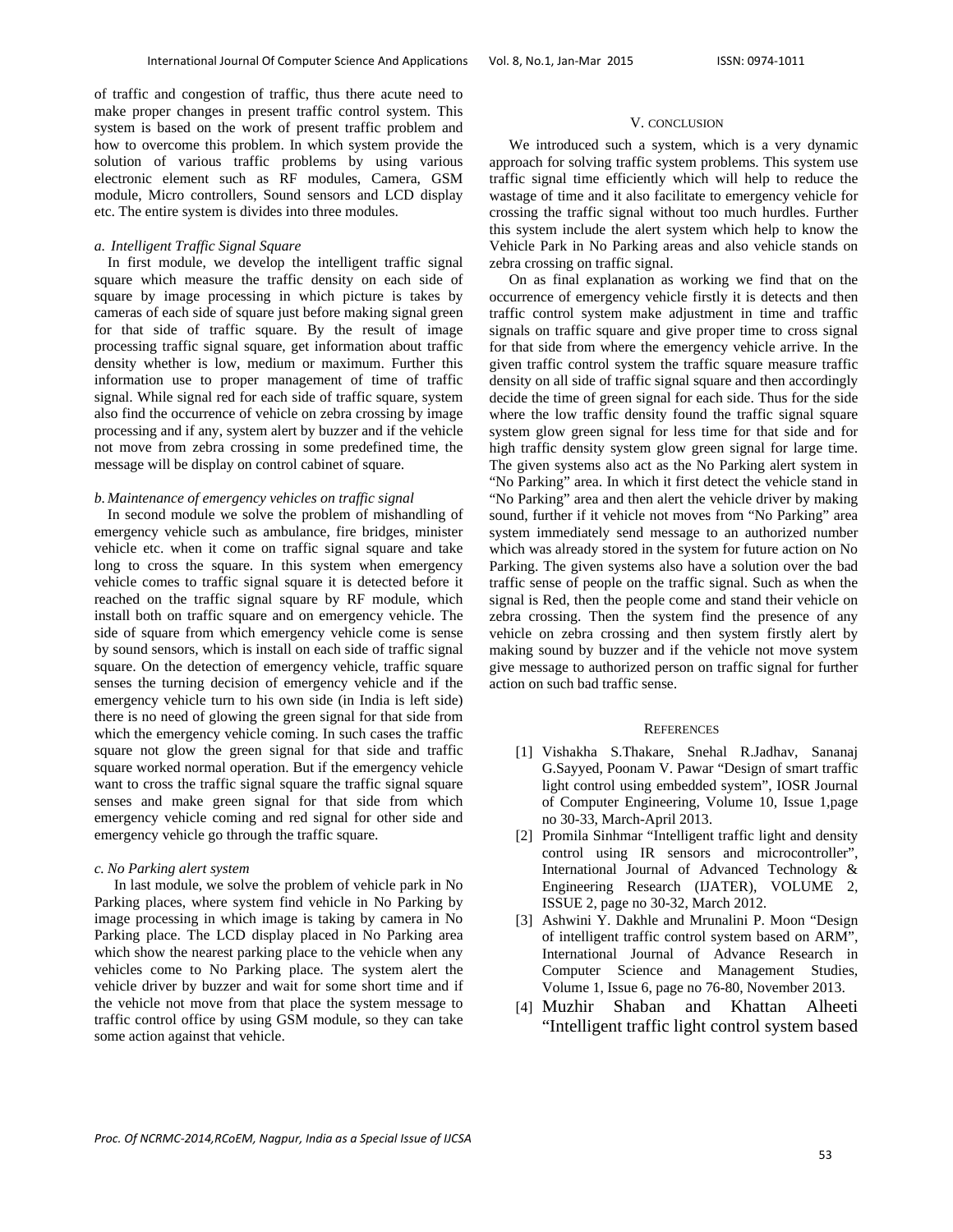of traffic and congestion of traffic, thus there acute need to make proper changes in present traffic control system. This system is based on the work of present traffic problem and how to overcome this problem. In which system provide the solution of various traffic problems by using various electronic element such as RF modules, Camera, GSM module, Micro controllers, Sound sensors and LCD display etc. The entire system is divides into three modules.

### *a. Intelligent Traffic Signal Square*

In first module, we develop the intelligent traffic signal square which measure the traffic density on each side of square by image processing in which picture is takes by cameras of each side of square just before making signal green for that side of traffic square. By the result of image processing traffic signal square, get information about traffic density whether is low, medium or maximum. Further this information use to proper management of time of traffic signal. While signal red for each side of traffic square, system also find the occurrence of vehicle on zebra crossing by image processing and if any, system alert by buzzer and if the vehicle not move from zebra crossing in some predefined time, the message will be display on control cabinet of square.

### *b. Maintenance of emergency vehicles on traffic signal*

In second module we solve the problem of mishandling of emergency vehicle such as ambulance, fire bridges, minister vehicle etc. when it come on traffic signal square and take long to cross the square. In this system when emergency vehicle comes to traffic signal square it is detected before it reached on the traffic signal square by RF module, which install both on traffic square and on emergency vehicle. The side of square from which emergency vehicle come is sense by sound sensors, which is install on each side of traffic signal square. On the detection of emergency vehicle, traffic square senses the turning decision of emergency vehicle and if the emergency vehicle turn to his own side (in India is left side) there is no need of glowing the green signal for that side from which the emergency vehicle coming. In such cases the traffic square not glow the green signal for that side and traffic square worked normal operation. But if the emergency vehicle want to cross the traffic signal square the traffic signal square senses and make green signal for that side from which emergency vehicle coming and red signal for other side and emergency vehicle go through the traffic square.

### *c. No Parking alert system*

In last module, we solve the problem of vehicle park in No Parking places, where system find vehicle in No Parking by image processing in which image is taking by camera in No Parking place. The LCD display placed in No Parking area which show the nearest parking place to the vehicle when any vehicles come to No Parking place. The system alert the vehicle driver by buzzer and wait for some short time and if the vehicle not move from that place the system message to traffic control office by using GSM module, so they can take some action against that vehicle.

## V. CONCLUSION

We introduced such a system, which is a very dynamic approach for solving traffic system problems. This system use traffic signal time efficiently which will help to reduce the wastage of time and it also facilitate to emergency vehicle for crossing the traffic signal without too much hurdles. Further this system include the alert system which help to know the Vehicle Park in No Parking areas and also vehicle stands on zebra crossing on traffic signal.

On as final explanation as working we find that on the occurrence of emergency vehicle firstly it is detects and then traffic control system make adjustment in time and traffic signals on traffic square and give proper time to cross signal for that side from where the emergency vehicle arrive. In the given traffic control system the traffic square measure traffic density on all side of traffic signal square and then accordingly decide the time of green signal for each side. Thus for the side where the low traffic density found the traffic signal square system glow green signal for less time for that side and for high traffic density system glow green signal for large time. The given systems also act as the No Parking alert system in "No Parking" area. In which it first detect the vehicle stand in "No Parking" area and then alert the vehicle driver by making sound, further if it vehicle not moves from "No Parking" area system immediately send message to an authorized number which was already stored in the system for future action on No Parking. The given systems also have a solution over the bad traffic sense of people on the traffic signal. Such as when the signal is Red, then the people come and stand their vehicle on zebra crossing. Then the system find the presence of any vehicle on zebra crossing and then system firstly alert by making sound by buzzer and if the vehicle not move system give message to authorized person on traffic signal for further action on such bad traffic sense.

## REFERENCES

[1] Vishakha S.Thakare, Snehal R.Jadhav, Sananaj G.Sayyed, Poonam V. Pawar "Design of smart traffic light control using embedded system", IOSR Journal of Computer Engineering, Volume 10, Issue 1,page no 30-33, March-April 2013.

[2] Promila Sinhmar "Intelligent traffic light and density control using IR sensors and microcontroller", International Journal of Advanced Technology & Engineering Research (IJATER), VOLUME 2, ISSUE 2, page no 30-32, March 2012.

[3] Ashwini Y. Dakhle and Mrunalini P. Moon "Design of intelligent traffic control system based on ARM", International Journal of Advance Research in Computer Science and Management Studies, Volume 1, Issue 6, page no 76-80, November 2013.

[4] Muzhir Shaban and Khattan Alheeti "Intelligent traffic light control system based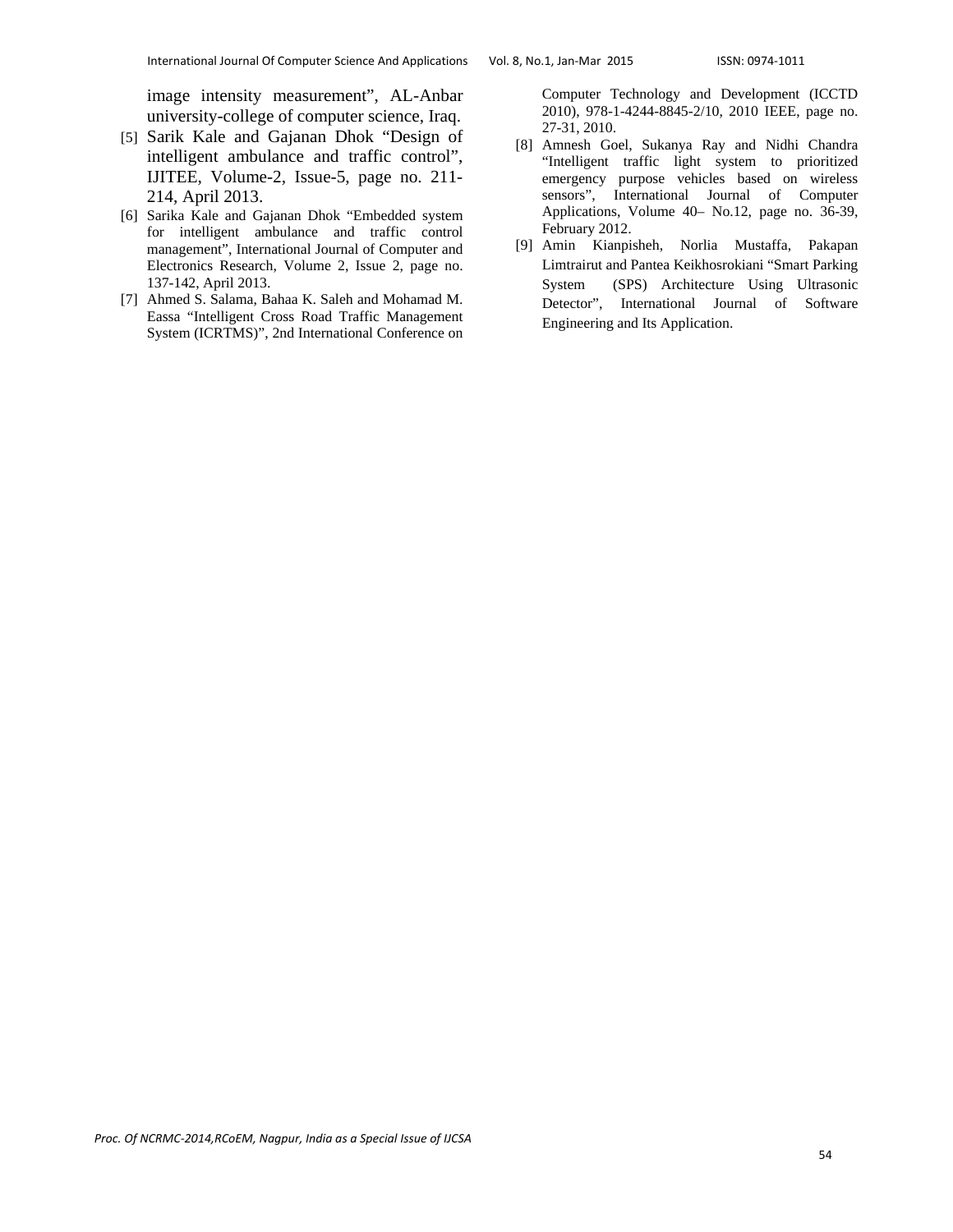image intensity measurement", AL-Anbar university-college of computer science, Iraq.

[5] Sarik Kale and Gajanan Dhok "Design of intelligent ambulance and traffic control", IJITEE, Volume-2, Issue-5, page no. 211-214, April 2013.

[6] Sarika Kale and Gajanan Dhok "Embedded system for intelligent ambulance and traffic control management", International Journal of Computer and Electronics Research, Volume 2, Issue 2, page no. 137-142, April 2013.

[7] Ahmed S. Salama, Bahaa K. Saleh and Mohamad M. Eassa "Intelligent Cross Road Traffic Management System (ICRTMS)", 2nd International Conference on Computer Technology and Development (ICCTD 2010), 978-1-4244-8845-2/10, 2010 IEEE, page no. 27-31, 2010.

[8] Amnesh Goel, Sukanya Ray and Nidhi Chandra "Intelligent traffic light system to prioritized emergency purpose vehicles based on wireless sensors", International Journal of Computer Applications, Volume 40– No.12, page no. 36-39, February 2012.

[9] Amin Kianpisheh, Norlia Mustaffa, Pakapan Limtrairut and Pantea Keikhosrokiani "Smart Parking System (SPS) Architecture Using Ultrasonic Detector", International Journal of Software Engineering and Its Application.

*Proc. Of NCRMC-2014,RCoEM, Nagpur, India as a Special Issue of IJCSA*